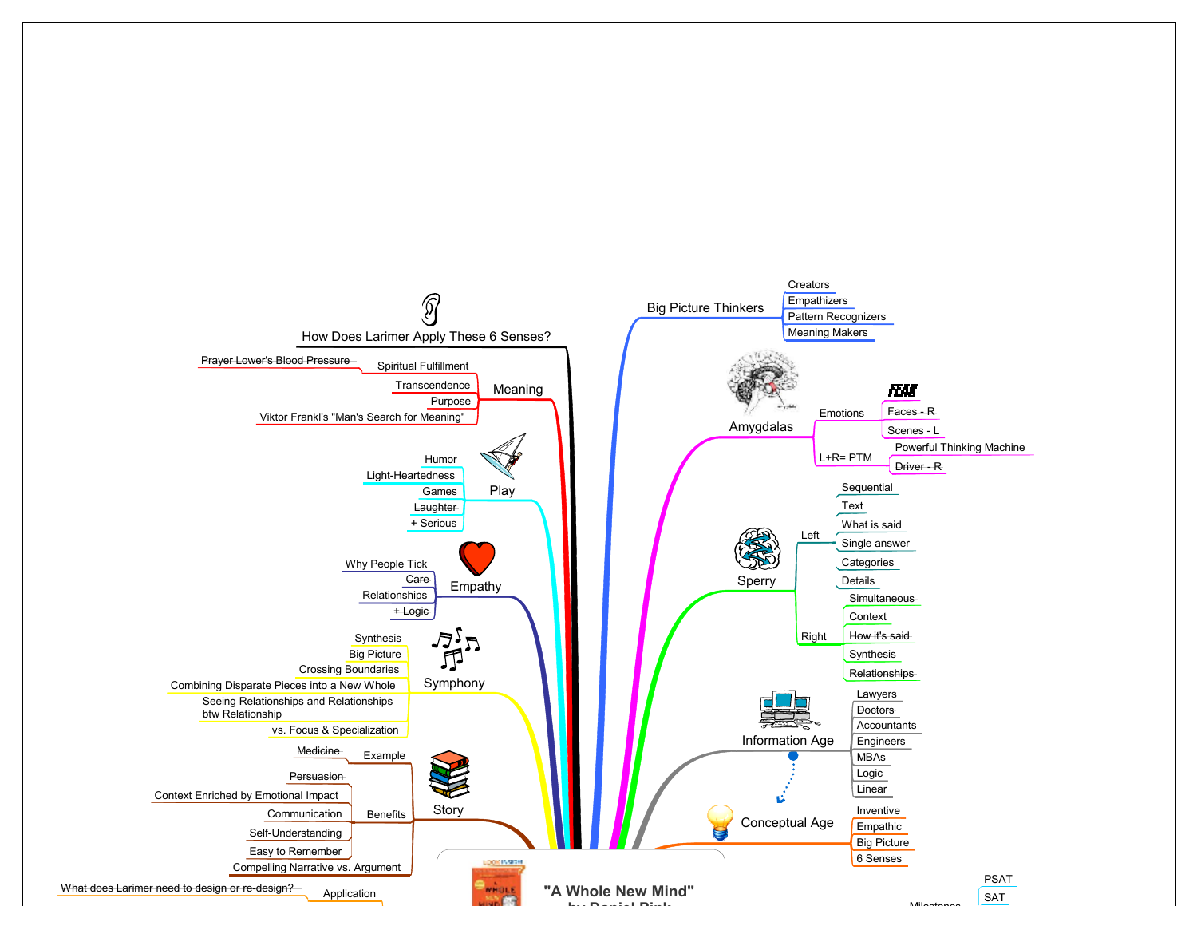# "A Whole New Mind" by Daniel Pink

## How Does Larimer Apply These 6 Senses?

### Meaning
- Spiritual Fulfillment
  - Prayer Lower's Blood Pressure
- Transcendence
- Purpose
- Viktor Frankl's "Man's Search for Meaning"

### Play
- Humor
- Light-Heartedness
- Games
- Laughter
- + Serious

### Empathy
- Why People Tick
- Care
- Relationships
- + Logic

### Symphony
- Synthesis
- Big Picture
- Crossing Boundaries
- Combining Disparate Pieces into a New Whole
- Seeing Relationships and Relationships btw Relationship
- vs. Focus & Specialization

### Story
- Example
  - Medicine
- Benefits
  - Persuasion
  - Context Enriched by Emotional Impact
  - Communication
  - Self-Understanding
  - Easy to Remember
- Compelling Narrative vs. Argument

### Application
- What does Larimer need to design or re-design?

## Big Picture Thinkers
- Creators
- Empathizers
- Pattern Recognizers
- Meaning Makers

## Amygdalas
- Emotions
  - FEAR
  - Faces - R
  - Scenes - L
- L+R= PTM
  - Powerful Thinking Machine
  - Driver - R

## Sperry
- Left
  - Sequential
  - Text
  - What is said
  - Single answer
  - Categories
  - Details
- Right
  - Simultaneous
  - Context
  - How it's said
  - Synthesis
  - Relationships

## Information Age
- Lawyers
- Doctors
- Accountants
- Engineers
- MBAs
- Logic
- Linear

## Conceptual Age
- Inventive
- Empathic
- Big Picture
- 6 Senses

## Milestones
- PSAT
- SAT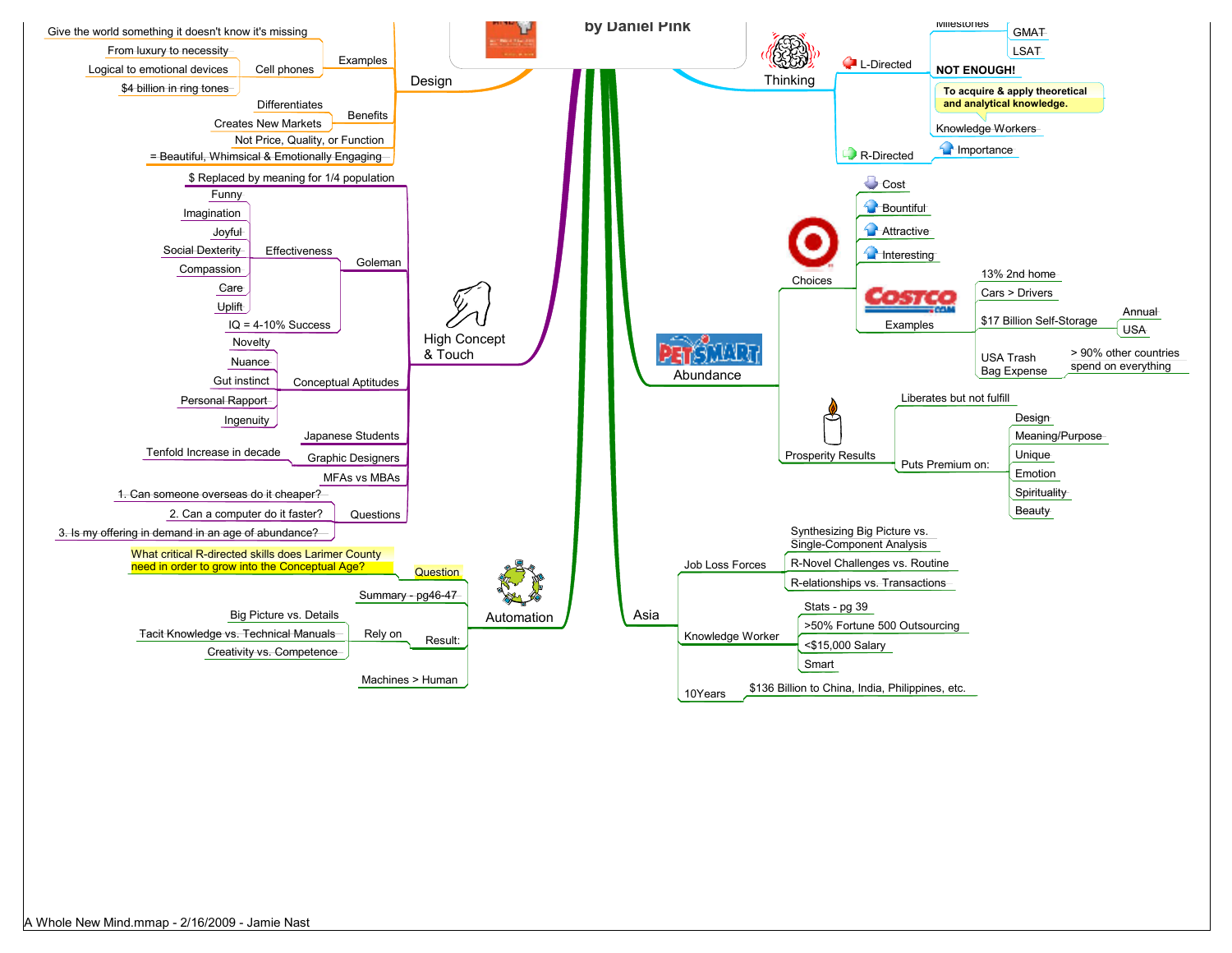by Daniel Pink

## Design

- Examples
  - Give the world something it doesn't know it's missing
  - Cell phones
    - From luxury to necessity
    - Logical to emotional devices
    - $4 billion in ring tones
- Benefits
  - Differentiates
  - Creates New Markets
- Not Price, Quality, or Function
- = Beautiful, Whimsical & Emotionally Engaging

## High Concept & Touch

- $ Replaced by meaning for 1/4 population
- Goleman
  - Effectiveness
    - Funny
    - Imagination
    - Joyful
    - Social Dexterity
    - Compassion
    - Care
    - Uplift
  - IQ = 4-10% Success
- Conceptual Aptitudes
  - Novelty
  - Nuance
  - Gut instinct
  - Personal Rapport
  - Ingenuity
- Japanese Students
- Graphic Designers
  - Tenfold Increase in decade
- MFAs vs MBAs
- Questions
  - 1. Can someone overseas do it cheaper?
  - 2. Can a computer do it faster?
  - 3. Is my offering in demand in an age of abundance?

## Automation

- Question
  - What critical R-directed skills does Larimer County need in order to grow into the Conceptual Age?
- Summary - pg46-47
- Result:
  - Rely on
    - Big Picture vs. Details
    - Tacit Knowledge vs. Technical Manuals
    - Creativity vs. Competence
- Machines > Human

## Thinking

- L-Directed
  - Milestones
    - GMAT
    - LSAT
  - NOT ENOUGH!
    - To acquire & apply theoretical and analytical knowledge.
  - Knowledge Workers
- R-Directed
  - Importance

## Abundance

- Choices
  - Cost
  - Bountiful
  - Attractive
  - Interesting
  - Examples
    - 13% 2nd home
    - Cars > Drivers
    - $17 Billion Self-Storage
      - Annual
      - USA
    - USA Trash Bag Expense
      - > 90% other countries spend on everything
- Prosperity Results
  - Liberates but not fulfill
  - Puts Premium on:
    - Design
    - Meaning/Purpose
    - Unique
    - Emotion
    - Spirituality
    - Beauty

## Asia

- Job Loss Forces
  - Synthesizing Big Picture vs. Single-Component Analysis
  - R-Novel Challenges vs. Routine
  - R-elationships vs. Transactions
- Knowledge Worker
  - Stats - pg 39
  - >50% Fortune 500 Outsourcing
  - <$15,000 Salary
  - Smart
- 10Years
  - $136 Billion to China, India, Philippines, etc.

A Whole New Mind.mmap - 2/16/2009 - Jamie Nast